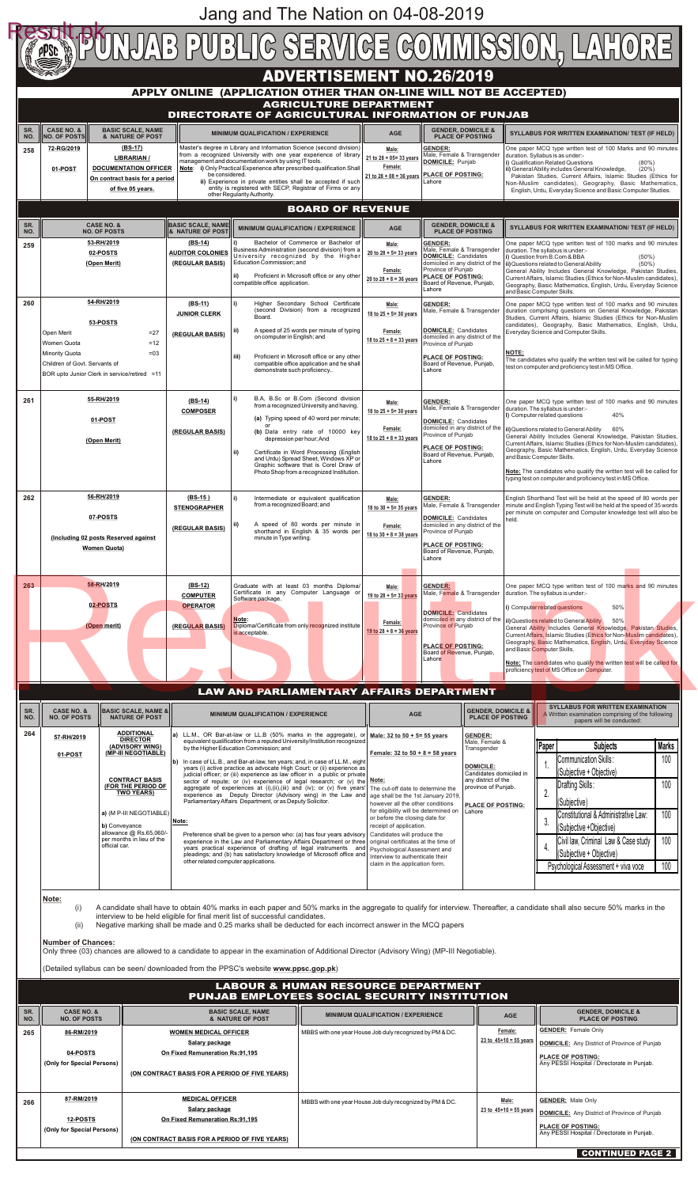Jang and The Nation on 04-08-2019

# PUNJAB PUBLIC SERVICE COMMISSION, LAHORE

## ADVERTISEMENT NO.26/2019

### APPLY ONLINE (APPLICATION OTHER THAN ON-LINE WILL NOT BE ACCEPTED)

### AGRICULTURE DEPARTMENT
### DIRECTORATE OF AGRICULTURAL INFORMATION OF PUNJAB

| SR. NO. | CASE NO. & NO. OF POSTS | BASIC SCALE, NAME & NATURE OF POST | MINIMUM QUALIFICATION / EXPERIENCE | AGE | GENDER, DOMICILE & PLACE OF POSTING | SYLLABUS FOR WRITTEN EXAMINATION/ TEST (IF HELD) |
|---|---|---|---|---|---|---|
| 258 | 72-RG/2019<br>01-POST | (BS-17)<br>LIBRARIAN / DOCUMENTATION OFFICER<br>On contract basis for a period of five 05 years. | Master's degree in Library and Information Science (second division) from a recognized University with one year experience of library management and documentation work by using IT tools.<br>Note: i) Only Practical Experience after prescribed qualification Shall be considered.<br>ii) Experience in private entities shall be accepted if such entity is registered with SECP, Registrar of Firms or any other Regularity Authority. | Male: 21 to 28 + 05= 33 years<br>Female: 21 to 28 + 08 = 36 years | GENDER: Male, Female & Transgender<br>DOMICILE: Punjab<br>PLACE OF POSTING: Lahore | One paper MCQ type written test of 100 Marks and 90 minutes duration. Syllabus is as under:-<br>i) Qualification Related Questions (80%)<br>ii) General Ability includes General Knowledge, (20%) Pakistan Studies, Current Affairs, Islamic Studies (Ethics for Non-Muslim candidates), Geography, Basic Mathematics, English, Urdu, Everyday Science and Basic Computer Studies. |

### BOARD OF REVENUE

| SR. NO. | CASE NO. & NO. OF POSTS | BASIC SCALE, NAME & NATURE OF POST | MINIMUM QUALIFICATION / EXPERIENCE | AGE | GENDER, DOMICILE & PLACE OF POSTING | SYLLABUS FOR WRITTEN EXAMINATION/ TEST (IF HELD) |
|---|---|---|---|---|---|---|
| 259 | 53-RH/2019<br>02-POSTS<br>(Open Merit) | (BS-14)<br>AUDITOR COLONIES<br>(REGULAR BASIS) | i) Bachelor of Commerce or Bachelor of Business Administration (second division) from a University recognized by the Higher Education Commission; and<br>ii) Proficient in Microsoft office or any other compatible office application. | Male: 20 to 28 + 5= 33 years<br>Female: 20 to 28 + 8 = 36 years | GENDER: Male, Female & Transgender<br>DOMICILE: Candidates domiciled in any district of the Province of Punjab<br>PLACE OF POSTING: Board of Revenue, Punjab, Lahore | One paper MCQ type written test of 100 marks and 90 minutes duration. The syllabus is under:-<br>i) Question from B.Com & BBA (50%)<br>ii) Questions related to General Ability (50%)<br>General Ability Includes General Knowledge, Pakistan Studies, Current Affairs, Islamic Studies (Ethics for Non-Muslim candidates), Geography, Basic Mathematics, English, Urdu, Everyday Science and Basic Computer Skills. |
| 260 | 54-RH/2019<br>53-POSTS<br>Open Merit =27<br>Women Quota =12<br>Minority Quota =03<br>Children of Govt. Servants of BOR upto Junior Clerk in service/retired =11 | (BS-11)<br>JUNIOR CLERK<br>(REGULAR BASIS) | i) Higher Secondary School Certificate (second Division) from a recognized Board.<br>ii) A speed of 25 words per minute of typing on computer in English; and<br>iii) Proficient in Microsoft office or any other compatible office application and he shall demonstrate such proficiency.. | Male: 18 to 25 + 5= 30 years<br>Female: 18 to 25 + 8 = 33 years | GENDER: Male, Female & Transgender<br>DOMICILE: Candidates domiciled in any district of the Province of Punjab<br>PLACE OF POSTING: Board of Revenue, Punjab, Lahore | One paper MCQ type written test of 100 marks and 90 minutes duration comprising questions on General Knowledge, Pakistan Studies, Current Affairs, Islamic Studies (Ethics for Non-Muslim candidates), Geography, Basic Mathematics, English, Urdu, Everyday Science and Computer Skills.<br>NOTE: The candidates who qualify the written test will be called for typing test on computer and proficiency test in MS Office. |
| 261 | 55-RH/2019<br>01-POST<br>(Open Merit) | (BS-14)<br>COMPOSER<br>(REGULAR BASIS) | i) B.A. B.Sc or B.Com (Second division from a recognized University and having.<br>(a) Typing speed of 40 word per minute; or<br>(b) Data entry rate of 10000 key depression per hour; And<br>ii) Certificate in Word Processing (English and Urdu) Spread Sheet, Windows XP or Graphic software that is Corel Draw of Photo Shop from a recognized Institution. | Male: 18 to 25 + 5= 30 years<br>Female: 18 to 25 + 8 = 33 years | GENDER: Male, Female & Transgender<br>DOMICILE: Candidates domiciled in any district of the Province of Punjab<br>PLACE OF POSTING: Board of Revenue, Punjab, Lahore | One paper MCQ type written test of 100 marks and 90 minutes duration. The syllabus is under:-<br>i) Computer related questions 40%<br>ii) Questions related to General Ability 60%<br>General Ability Includes General Knowledge, Pakistan Studies, Current Affairs, Islamic Studies (Ethics for Non-Muslim candidates), Geography, Basic Mathematics, English, Urdu, Everyday Science and Basic Computer Skills.<br>Note: The candidates who qualify the written test will be called for typing test on computer and proficiency test in MS Office. |
| 262 | 56-RH/2019<br>07-POSTS<br>(Including 02 posts Reserved against Women Quota) | (BS-15)<br>STENOGRAPHER<br>(REGULAR BASIS) | i) Intermediate or equivalent qualification from a recognized Board; and<br>ii) A speed of 80 words per minute in shorthand in English & 35 words per minute in Type writing. | Male: 18 to 30 + 5= 35 years<br>Female: 18 to 30 + 8 = 38 years | GENDER: Male, Female & Transgender<br>DOMICILE: Candidates domiciled in any district of the Province of Punjab<br>PLACE OF POSTING: Board of Revenue, Punjab, Lahore | English Shorthand Test will be held at the speed of 80 words per minute and English Typing Test will be held at the speed of 35 words per minute on computer and Computer knowledge test will also be held. |
| 263 | 58-RH/2019<br>02-POSTS<br>(Open merit) | (BS-12)<br>COMPUTER OPERATOR<br>(REGULAR BASIS) | Graduate with at least 03 months Diploma/ Certificate in any Computer Language or Software package.<br>Note: Diploma/Certificate from only recognized institute is acceptable. | Male: 19 to 28 + 5= 33 years<br>Female: 19 to 28 + 8 = 36 years | GENDER: Male, Female & Transgender<br>DOMICILE: Candidates domiciled in any district of the Province of Punjab<br>PLACE OF POSTING: Board of Revenue, Punjab, Lahore | One paper MCQ type written test of 100 marks and 90 minutes duration. The syllabus is under:-<br>i) Computer related questions 50%<br>ii) Questions related to General Ability 50%<br>General Ability Includes General Knowledge, Pakistan Studies, Current Affairs, Islamic Studies (Ethics for Non-Muslim candidates), Geography, Basic Mathematics, English, Urdu, Everyday Science and Basic Computer Skills.<br>Note: The candidates who qualify the written test will be called for proficiency test of MS Office on Computer. |

### LAW AND PARLIAMENTARY AFFAIRS DEPARTMENT

| SR. NO. | CASE NO. & NO. OF POSTS | BASIC SCALE, NAME & NATURE OF POST | MINIMUM QUALIFICATION / EXPERIENCE | AGE | GENDER, DOMICILE & PLACE OF POSTING | SYLLABUS FOR WRITTEN EXAMINATION |
|---|---|---|---|---|---|---|
| 264 | 57-RH/2019<br>01-POST | ADDITIONAL DIRECTOR (ADVISORY WING) (MP-III NEGOTIABLE)<br>CONTRACT BASIS (FOR THE PERIOD OF TWO YEARS)<br>a) (M P-III NEGOTIABLE)<br>b) Conveyance allowance @ Rs.65,060/- per months in lieu of the official car. | a) LL.M., OR Bar-at-law or LL.B (50% marks in the aggregate), or equivalent qualification from a reputed University/Institution recognized by the Higher Education Commission; and<br>b) In case of LL.B., and Bar-at-law, ten years; and, in case of LL.M., eight years (i) active practice as advocate High Court; or (ii) experience as judicial officer; or (iii) experience as law officer in a public or private sector of repute; or (iv) experience of legal research; or (v) the aggregate of experiences at (i),(ii),(iii) and (iv); or (v) five years' experience as Deputy Director (Advisory wing) in the Law and Parliamentary Affairs Department, or as Deputy Solicitor.<br>Note: Preference shall be given to a person who: (a) has four years advisory experience in the Law and Parliamentary Affairs Department or three years practical experience of drafting of legal instruments and pleadings; and (b) has satisfactory knowledge of Microsoft office and other related computer applications. | Male: 32 to 50 + 5= 55 years<br>Female: 32 to 50 + 8 = 58 years<br>Note: The cut-off date to determine the age shall be the 1st January 2019, however all the other conditions for eligibility will be determined on or before the closing date for receipt of application. Candidates will produce the original certificates at the time of Psychological Assessment and Interview to authenticate their claim in the application form. | GENDER: Male, Female & Transgender<br>DOMICILE: Candidates domiciled in any district of the province of Punjab.<br>PLACE OF POSTING: Lahore | A Written examination comprising of the following papers will be conducted: (see table below) |

| Paper | Subjects | Marks |
|---|---|---|
| 1. | Communication Skills: (Subjective + Objective) | 100 |
| 2. | Drafting Skills: (Subjective) | 100 |
| 3. | Constitutional & Administrative Law: (Subjective +Objective) | 100 |
| 4. | Civil law, Criminal Law & Case study (Subjective + Objective) | 100 |
| | Psychological Assessment + viva voce | 100 |

**Note:**

(i) A candidate shall have to obtain 40% marks in each paper and 50% marks in the aggregate to qualify for interview. Thereafter, a candidate shall also secure 50% marks in the interview to be held eligible for final merit list of successful candidates.

(ii) Negative marking shall be made and 0.25 marks shall be deducted for each incorrect answer in the MCQ papers

**Number of Chances:**

Only three (03) chances are allowed to a candidate to appear in the examination of Additional Director (Advisory Wing) (MP-III Negotiable).

(Detailed syllabus can be seen/ downloaded from the PPSC's website **www.ppsc.gop.pk**)

### LABOUR & HUMAN RESOURCE DEPARTMENT
### PUNJAB EMPLOYEES SOCIAL SECURITY INSTITUTION

| SR. NO. | CASE NO. & NO. OF POSTS | BASIC SCALE, NAME & NATURE OF POST | MINIMUM QUALIFICATION / EXPERIENCE | AGE | GENDER, DOMICILE & PLACE OF POSTING |
|---|---|---|---|---|---|
| 265 | 86-RM/2019<br>04-POSTS<br>(Only for Special Persons) | WOMEN MEDICAL OFFICER<br>Salary package<br>On Fixed Remuneration Rs:91,195<br>(ON CONTRACT BASIS FOR A PERIOD OF FIVE YEARS) | MBBS with one year House Job duly recognized by PM & DC. | Female: 23 to 45+10 = 55 years | GENDER: Female Only<br>DOMICILE: Any District of Province of Punjab<br>PLACE OF POSTING: Any PESSI Hospital / Directorate in Punjab. |
| 266 | 87-RM/2019<br>12-POSTS<br>(Only for Special Persons) | MEDICAL OFFICER<br>Salary package<br>On Fixed Remuneration Rs:91,195<br>(ON CONTRACT BASIS FOR A PERIOD OF FIVE YEARS) | MBBS with one year House Job duly recognized by PM & DC. | Male: 23 to 45+10 = 55 years | GENDER: Male Only<br>DOMICILE: Any District of Province of Punjab<br>PLACE OF POSTING: Any PESSI Hospital / Directorate in Punjab. |

**CONTINUED PAGE 2**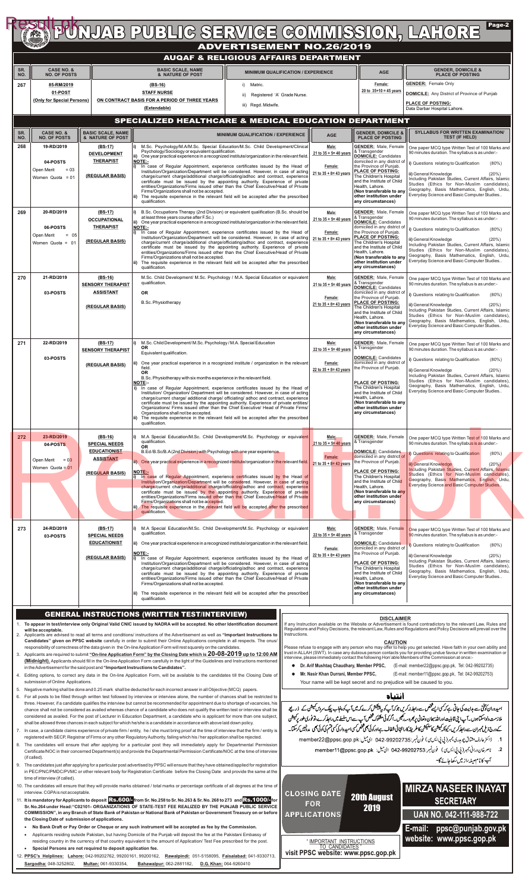# PUNJAB PUBLIC SERVICE COMMISSION, LAHORE

## ADVERTISEMENT NO.26/2019

### AUQAF & RELIGIOUS AFFAIRS DEPARTMENT

| SR. NO. | CASE NO. & NO. OF POSTS | BASIC SCALE, NAME & NATURE OF POST | MINIMUM QUALIFICATION / EXPERIENCE | AGE | GENDER, DOMICILE & PLACE OF POSTING |
|---|---|---|---|---|---|
| 267 | 85-RM/2019<br>01-POST<br>(Only for Special Persons) | (BS-16)<br>STAFF NURSE<br>ON CONTRACT BASIS FOR A PERIOD OF THREE YEARS<br>(Extendable) | i) Matric.<br>ii) Registered 'A' Grade Nurse.<br>iii) Regd. Midwife. | Female:<br>20 to 35+10 = 45 years | GENDER: Female Only<br>DOMICILE: Any District of Province of Punjab<br>PLACE OF POSTING:<br>Data Darbar Hospital Lahore. |

### SPECIALIZED HEALTHCARE & MEDICAL EDUCATION DEPARTMENT

| SR. NO. | CASE NO. & NO. OF POSTS | BASIC SCALE, NAME & NATURE OF POST | MINIMUM QUALIFICATION / EXPERIENCE | AGE | GENDER, DOMICILE & PLACE OF POSTING | SYLLABUS FOR WRITTEN EXAMINATION/ TEST (IF HELD) |
|---|---|---|---|---|---|---|
| 268 | 19-RD/2019<br>04-POSTS<br>Open Merit = 03<br>Women Quota = 01 | (BS-17)<br>DEVELOPMENT THERAPIST<br>(REGULAR BASIS) | i) M.Sc. Psychology/M.A/M.Sc. Special Education/M.Sc. Child Development/Clinical Psychology/Sociology or equivalent qualification.<br>ii) One year practical experience in a recognized institute/organization in the relevant field.<br>NOTE:-<br>i) In case of Regular Appointment, experience certificates issued by the Head of Institution/Organization/Department will be considered. However, in case of acting charge/current charge/additional charge/officiating/adhoc and contract, experience certificate must be issued by the appointing authority. Experience of private entities/Organizations/Firms issued other than the Chief Executive/Head of Private Firms/Organizations shall not be accepted.<br>ii) The requisite experience in the relevant field will be accepted after the prescribed qualification. | Male:<br>21 to 35 + 5= 40 years<br>Female:<br>21 to 35 + 8= 43 years | GENDER: Male, Female & Transgender<br>DOMICILE: Candidates domiciled in any district of the Province of Punjab.<br>PLACE OF POSTING: The Children's Hospital and the Institute of Child Health, Lahore.<br>(Non transferable to any other institution under any circumstances) | One paper MCQ type Written Test of 100 Marks and 90 minutes duration. The syllabus is as under:-<br>i) Questions relating to Qualification (80%)<br>ii) General Knowledge (20%) Including Pakistan Studies, Current Affairs, Islamic Studies (Ethics for Non-Muslim candidates), Geography, Basis Mathematics, English, Urdu, Everyday Science and Basic Computer Studies.. |
| 269 | 20-RD/2019<br>06-POSTS<br>Open Merit = 05<br>Women Quota = 01 | (BS-17)<br>OCCUPATIONAL THERAPIST<br>(REGULAR BASIS) | i) B.Sc. Occupations Therapy (2nd Division) or equivalent qualification (B.Sc. should be at least three years course after F.Sc.)<br>ii) One year practical experience in a recognized institute/organization in the relevant field.<br>NOTE:-<br>i) In case of Regular Appointment, experience certificates issued by the Head of Institution/Organization/Department will be considered. However, in case of acting charge/current charge/additional charge/officiating/adhoc and contract, experience certificate must be issued by the appointing authority. Experience of private entities/Organizations/Firms issued other than the Chief Executive/Head of Private Firms/Organizations shall not be accepted.<br>ii) The requisite experience in the relevant field will be accepted after the prescribed qualification. | Male:<br>21 to 35 + 5= 40 years<br>Female:<br>21 to 35 + 8= 43 years | GENDER: Male, Female & Transgender<br>DOMICILE: Candidates domiciled in any district of the Province of Punjab.<br>PLACE OF POSTING: The Children's Hospital and the Institute of Child Health, Lahore.<br>(Non transferable to any other institution under any circumstances) | One paper MCQ type Written Test of 100 Marks and 90 minutes duration. The syllabus is as under:-<br>i) Questions relating to Qualification (80%)<br>ii) General Knowledge (20%) Including Pakistan Studies, Current Affairs, Islamic Studies (Ethics for Non-Muslim candidates), Geography, Basis Mathematics, English, Urdu, Everyday Science and Basic Computer Studies.. |
| 270 | 21-RD/2019<br>03-POSTS | (BS-16)<br>SENSORY THERAPIST ASSISTANT<br>(REGULAR BASIS) | M.Sc. Child Development/ M.Sc. Psychology / M.A. Special Education or equivalent qualification.<br>OR<br>B.Sc. Physiotherapy | Male:<br>21 to 35 + 5= 40 years<br>Female:<br>21 to 35 + 8= 43 years | GENDER: Male, Female & Transgender<br>DOMICILE: Candidates domiciled in any district of the Province of Punjab.<br>PLACE OF POSTING: The Children's Hospital and the Institute of Child Health, Lahore.<br>(Non transferable to any other institution under any circumstances) | One paper MCQ type Written Test of 100 Marks and 90 minutes duration. The syllabus is as under:-<br>i) Questions relating to Qualification (80%)<br>ii) General Knowledge (20%) Including Pakistan Studies, Current Affairs, Islamic Studies (Ethics for Non-Muslim candidates), Geography, Basis Mathematics, English, Urdu, Everyday Science and Basic Computer Studies.. |
| 271 | 22-RD/2019<br>03-POSTS | (BS-17)<br>SENSORY THERAPIST<br>(REGULAR BASIS) | i) M.Sc. Child Development/ M.Sc. Psychology / M.A. Special Education<br>OR<br>Equivalent qualification.<br>ii) One year practical experience in a recognized institute / organization in the relevant field.<br>OR<br>B.Sc. Physiotherapy with six months experience in the relevant field.<br>NOTE:-<br>i) In case of Regular Appointment, experience certificates issued by the Head of Institution/ Organization/ Department will be considered. However, in case of acting charge/current charge/ additional charge/ officiating/ adhoc and contract, experience certificate must be issued by the appointing authority. Experience of private entities/ Organizations/ Firms issued other than the Chief Executive/ Head of Private Firms/ Organizations shall not be accepted.<br>ii) The requisite experience in the relevant field will be accepted after the prescribed qualification. | Male:<br>22 to 35 + 5= 40 years<br>Female:<br>22 to 35 + 8= 43 years | GENDER: Male, Female & Transgender<br>DOMICILE: Candidates domiciled in any district of the Province of Punjab.<br>PLACE OF POSTING: The Children's Hospital and the Institute of Child Health, Lahore.<br>(Non transferable to any other institution under any circumstances) | One paper MCQ type Written Test of 100 Marks and 90 minutes duration. The syllabus is as under:-<br>i) Questions relating to Qualification (80%)<br>ii) General Knowledge (20%) Including Pakistan Studies, Current Affairs, Islamic Studies (Ethics for Non-Muslim candidates), Geography, Basis Mathematics, English, Urdu, Everyday Science and Basic Computer Studies.. |
| 272 | 23-RD/2019<br>04-POSTS<br>Open Merit = 03<br>Women Quota = 01 | (BS-16)<br>SPECIAL NEEDS EDUCATIONIST ASSISTANT<br>(REGULAR BASIS) | i) M.A Special Education/M.Sc. Child Development/M.Sc. Psychology or equivalent qualification.<br>OR<br>B.Ed/B.Sc/B.A (2nd Division) with Psychology with one year experience.<br>ii) One year practical experience in a recognized institute/organization in the relevant field.<br>NOTE:-<br>i) In case of Regular Appointment, experience certificates issued by the Head of Institution/Organization/Department will be considered. However, in case of acting charge/current charge/additional charge/officiating/adhoc and contract, experience certificate must be issued by the appointing authority. Experience of private entities/Organizations/Firms issued other than the Chief Executive/Head of Private Firms/Organizations shall not be accepted.<br>ii) The requisite experience in the relevant field will be accepted after the prescribed qualification. | Male:<br>21 to 35 + 5= 40 years<br>Female:<br>21 to 35 + 8= 43 years | GENDER: Male, Female & Transgender<br>DOMICILE: Candidates domiciled in any district of the Province of Punjab.<br>PLACE OF POSTING: The Children's Hospital and the Institute of Child Health, Lahore.<br>(Non transferable to any other institution under any circumstances) | One paper MCQ type Written Test of 100 Marks and 90 minutes duration. The syllabus is as under:-<br>i) Questions relating to Qualification (80%)<br>ii) General Knowledge (20%) Including Pakistan Studies, Current Affairs, Islamic Studies (Ethics for Non-Muslim candidates), Geography, Basis Mathematics, English, Urdu, Everyday Science and Basic Computer Studies.. |
| 273 | 24-RD/2019<br>03-POSTS | (BS-17)<br>SPECIAL NEEDS EDUCATIONIST<br>(REGULAR BASIS) | i) M.A Special Education/M.Sc. Child Development/M.Sc. Psychology or equivalent qualification.<br>ii) One year practical experience in a recognized institute/organization in the relevant field.<br>NOTE:-<br>i) In case of Regular Appointment, experience certificates issued by the Head of Institution/Organization/Department will be considered. However, in case of acting charge/current charge/additional charge/officiating/adhoc and contract, experience certificate must be issued by the appointing authority. Experience of private entities/Organizations/Firms issued other than the Chief Executive/Head of Private Firms/Organizations shall not be accepted.<br>ii) The requisite experience in the relevant field will be accepted after the prescribed qualification. | Male:<br>22 to 35 + 5= 40 years<br>Female:<br>22 to 35 + 8= 43 years | GENDER: Male, Female & Transgender<br>DOMICILE: Candidates domiciled in any district of the Province of Punjab.<br>PLACE OF POSTING: The Children's Hospital and the Institute of Child Health, Lahore.<br>(Non transferable to any other institution under any circumstances) | One paper MCQ type Written Test of 100 Marks and 90 minutes duration. The syllabus is as under:-<br>i) Questions relating to Qualification (80%)<br>ii) General Knowledge (20%) Including Pakistan Studies, Current Affairs, Islamic Studies (Ethics for Non-Muslim candidates), Geography, Basis Mathematics, English, Urdu, Everyday Science and Basic Computer Studies.. |

### GENERAL INSTRUCTIONS (WRITTEN TEST/INTERVIEW)

1. **To appear in test/interview only Original Valid CNIC issued by NADRA will be accepted. No other Identification document will be acceptable.**
2. Applicants are advised to read all terms and conditions/ instructions of the Advertisement as well as **"Important Instructions to Candidates" given on PPSC website** carefully in order to submit their Online Applications complete in all respects. The onus/ responsibility of correctness of the data given in the On-line Application Form will rest squarely on the candidates.
3. Applicants are required to submit **"On-line Application Form" by the Closing Date which is 20-08-2019 up to 12:00 AM (Midnight).** Applicants should fill in the On-line Application Form carefully in the light of the Guidelines and Instructions mentioned in the Advertisement for the said post and **"Important Instructions to Candidates".**
4. Editing options, to correct any data in the On-line Application Form, will be available to the candidates till the Closing Date of submission of Online Applications.
5. Negative marking shall be done and 0.25 mark shall be deducted for each incorrect answer in all Objective (MCQ) papers.
6. For all posts to be filled through written test followed by interview or interview alone, the number of chances shall be restricted to three. However, if a candidate qualifies the interview but cannot be recommended for appointment due to shortage of vacancies, his chance shall not be considered as availed whereas chance of a candidate who does not qualify the written test or interview shall be considered as availed. For the post of Lecturer in Education Department, a candidate who is applicant for more than one subject, shall be allowed three chances in each subject for which he/she is a candidate in accordance with above laid down policy.
7. In case, a candidate claims experience of private firm / entity, he / she must bring proof at the time of interview that the firm / entity is registered with SECP, Registrar of Firms or any other Regulatory Authority, failing which his / her application shall be rejected.
8. The candidates will ensure that after applying for a particular post they will immediately apply for Departmental Permission Certificate/NOC in their concerned Department(s) and provide the Departmental Permission Certificate/NOC at the time of interview (if called).
9. The candidates just after applying for a particular post advertised by PPSC will ensure that they have obtained/applied for registration in PEC/PNC/PMDC/PVMC or other relevant body for Registration Certificate before the Closing Date and provide the same at the time of interview (if called).
10. The candidates will ensure that they will provide marks obtained / total marks or percentage certificate of all degrees at the time of interview. CGPA is not acceptable.
11. **It is mandatory for Applicants to deposit Rs.600/- from Sr. No.258 to Sr. No.263 & Sr. No. 268 to 273 and Rs.1000/- for Sr. No.264 under Head:"C02101- ORGANIZATIONS OF STATE-TEST FEE REALIZED BY THE PUNJAB PUBLIC SERVICE COMMISSION", in any Branch of State Bank of Pakistan or National Bank of Pakistan or Government Treasury on or before the Closing Date of submission of applications.**
   - **No Bank Draft or Pay Order or Cheque or any such instrument will be accepted as fee by the Commission.**
   - Applicants residing outside Pakistan, but having Domicile of the Punjab will deposit the fee at the Pakistani Embassy of residing country in the currency of that country equivalent to the amount of Application/ Test Fee prescribed for the post.
   - **Special Persons are not required to deposit application fee.**
12. **PPSC's Helplines: Lahore:** 042-99202762, 99200161, 99200162, **Rawalpindi:** 051-5158095, **Faisalabad:** 041-9330713, **Sargodha:** 048-3252802, **Multan:** 061-9330354, **Bahawalpur:** 062-2881182, **D.G. Khan:** 064-9260410

#### DISCLAIMER

If any Instruction available on the Website or Advertisement is found contradictory to the relevant Law, Rules and Regulations and Policy Decisions, the relevant Law, Rules and Regulations and Policy Decisions will prevail over the Instructions.

#### CAUTION

Please refuse to engage with any person who may offer to help you get selected. Have faith in your own ability and trust in ALLAH (SWT). In case any dubious person contacts you for providing undue favour in written examination or interview, please immediately contact the following Hon'able Members of the Commission at once:-

- **Dr. Arif Mushtaq Chaudhary, Member PPSC,** (E-mail: member22@ppsc.gop.pk, Tel: 042-99202735)
- **Mr. Nasir Khan Durrani, Member PPSC,** (E-mail: member11@ppsc.gop.pk, Tel: 042-99202753)

Your name will be kept secret and no prejudice will be caused to you.

#### انتباہ

امیدواران کوسختی سے ہدایت کی جاتی ہے کہ کسی ایسے شخص سے رابطہ نہ کریں جو کہ آپ کو پیشکش کرے کہ میں آپ کو پنجاب پبلک سروس کمیشن کے ذریعے ملازمت دلواسکتا ہوں۔ آپ اپنی قابلیت اور اللہ سبحانہ وتعالیٰ پر بھروسہ رکھیں۔ اگر کوئی مشکوک شخص آپ سے اس سلسلے میں رابطہ کرے تو فوری طور پر کمیشن کے درج ذیل ممبران سے رابطہ کریں۔ کیونکہ کمیشن سلیکشن کا طریقہ کار انتہائی شفاف ہے اور کوئی بھی شخص کسی امیدوار کی کسی قسم کی کوئی بھی مدد نہیں کرسکتا۔

1. ڈاکٹر عارف مشتاق چوہدری، ممبر(پی پی ایس سی) فون نمبر: 042-99202735 ای میل: member22@ppsc.gop.pk
2. ناصر خان درانی، ممبر(پی پی ایس سی) فون نمبر: 042-99202753 ای میل: member11@ppsc.gop.pk

آپ کا نام صیغہ راز میں رکھا جائے گا۔

**CLOSING DATE FOR APPLICATIONS: 20th August 2019**

"IMPORTANT INSTRUCTIONS TO CANDIDATES"
visit PPSC website: www.ppsc.gop.pk

**MIRZA NASEER INAYAT**
**SECRETARY**

**UAN NO. 042-111-988-722**

E-mail: ppsc@punjab.gov.pk
website: www.ppsc.gop.pk